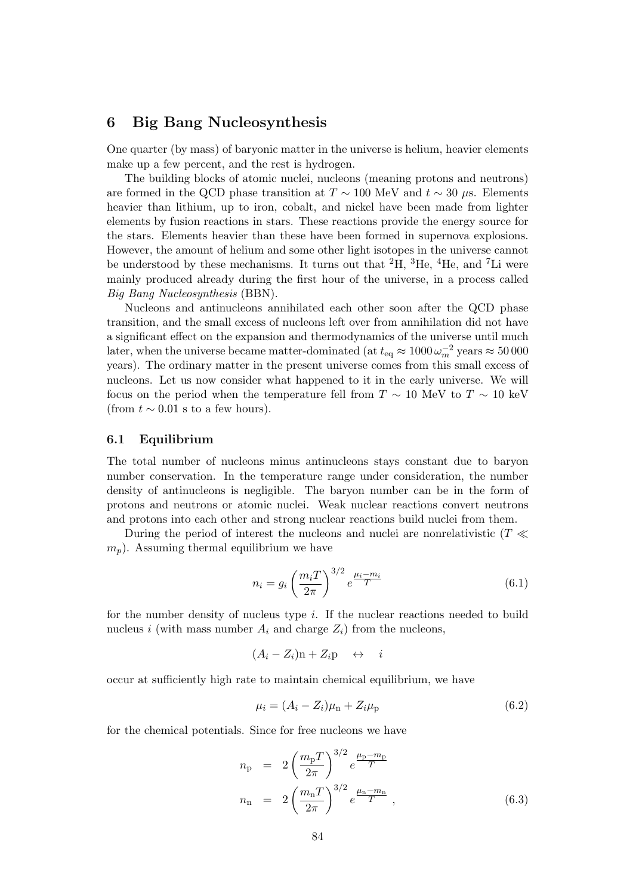# 6 Big Bang Nucleosynthesis

One quarter (by mass) of baryonic matter in the universe is helium, heavier elements make up a few percent, and the rest is hydrogen.

The building blocks of atomic nuclei, nucleons (meaning protons and neutrons) are formed in the QCD phase transition at $T \sim 100$ MeV and $t \sim 30$ $\mu$s. Elements heavier than lithium, up to iron, cobalt, and nickel have been made from lighter elements by fusion reactions in stars. These reactions provide the energy source for the stars. Elements heavier than these have been formed in supernova explosions. However, the amount of helium and some other light isotopes in the universe cannot be understood by these mechanisms. It turns out that $^2$H, $^3$He, $^4$He, and $^7$Li were mainly produced already during the first hour of the universe, in a process called *Big Bang Nucleosynthesis* (BBN).

Nucleons and antinucleons annihilated each other soon after the QCD phase transition, and the small excess of nucleons left over from annihilation did not have a significant effect on the expansion and thermodynamics of the universe until much later, when the universe became matter-dominated (at $t_{\mathrm{eq}} \approx 1000\,\omega_m^{-2}$ years $\approx 50\,000$ years). The ordinary matter in the present universe comes from this small excess of nucleons. Let us now consider what happened to it in the early universe. We will focus on the period when the temperature fell from $T \sim 10$ MeV to $T \sim 10$ keV (from $t \sim 0.01$ s to a few hours).

## 6.1 Equilibrium

The total number of nucleons minus antinucleons stays constant due to baryon number conservation. In the temperature range under consideration, the number density of antinucleons is negligible. The baryon number can be in the form of protons and neutrons or atomic nuclei. Weak nuclear reactions convert neutrons and protons into each other and strong nuclear reactions build nuclei from them.

During the period of interest the nucleons and nuclei are nonrelativistic ($T \ll m_p$). Assuming thermal equilibrium we have

$$n_i = g_i \left( \frac{m_i T}{2\pi} \right)^{3/2} e^{\frac{\mu_i - m_i}{T}} \tag{6.1}$$

for the number density of nucleus type $i$. If the nuclear reactions needed to build nucleus $i$ (with mass number $A_i$ and charge $Z_i$) from the nucleons,

$$(A_i - Z_i)\mathrm{n} + Z_i \mathrm{p} \quad \leftrightarrow \quad i$$

occur at sufficiently high rate to maintain chemical equilibrium, we have

$$\mu_i = (A_i - Z_i)\mu_\mathrm{n} + Z_i \mu_\mathrm{p} \tag{6.2}$$

for the chemical potentials. Since for free nucleons we have

$$\begin{aligned} n_\mathrm{p} &= 2\left( \frac{m_\mathrm{p} T}{2\pi} \right)^{3/2} e^{\frac{\mu_\mathrm{p} - m_\mathrm{p}}{T}} \\ n_\mathrm{n} &= 2\left( \frac{m_\mathrm{n} T}{2\pi} \right)^{3/2} e^{\frac{\mu_\mathrm{n} - m_\mathrm{n}}{T}} , \end{aligned} \tag{6.3}$$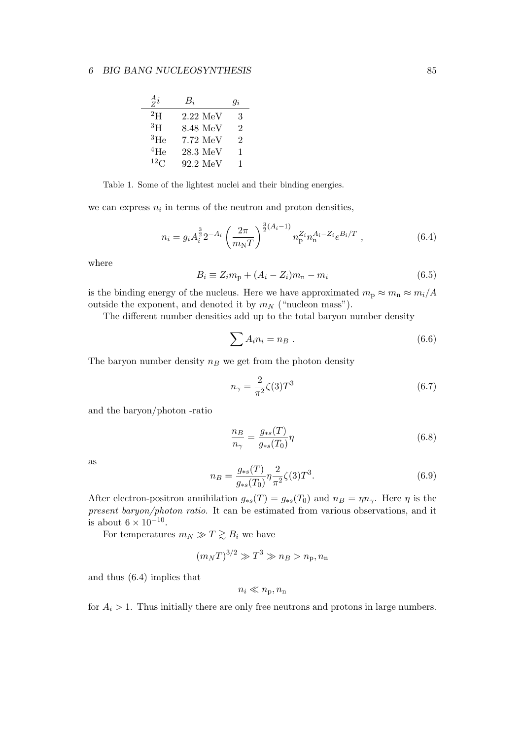| ${}^{A}_{Z}i$ | $B_i$ | $g_i$ |
|---|---|---|
| ${}^{2}$H | 2.22 MeV | 3 |
| ${}^{3}$H | 8.48 MeV | 2 |
| ${}^{3}$He | 7.72 MeV | 2 |
| ${}^{4}$He | 28.3 MeV | 1 |
| ${}^{12}$C | 92.2 MeV | 1 |

Table 1. Some of the lightest nuclei and their binding energies.

we can express $n_i$ in terms of the neutron and proton densities,

$$n_i = g_i A_i^{\frac{3}{2}} 2^{-A_i} \left( \frac{2\pi}{m_{\mathrm{N}} T} \right)^{\frac{3}{2}(A_i - 1)} n_{\mathrm{p}}^{Z_i} n_{\mathrm{n}}^{A_i - Z_i} e^{B_i/T} \ , \tag{6.4}$$

where

$$B_i \equiv Z_i m_{\mathrm{p}} + (A_i - Z_i) m_{\mathrm{n}} - m_i \tag{6.5}$$

is the binding energy of the nucleus. Here we have approximated $m_{\mathrm{p}} \approx m_{\mathrm{n}} \approx m_i/A$ outside the exponent, and denoted it by $m_N$ ("nucleon mass").

The different number densities add up to the total baryon number density

$$\sum A_i n_i = n_B \ . \tag{6.6}$$

The baryon number density $n_B$ we get from the photon density

$$n_\gamma = \frac{2}{\pi^2} \zeta(3) T^3 \tag{6.7}$$

and the baryon/photon -ratio

$$\frac{n_B}{n_\gamma} = \frac{g_{*s}(T)}{g_{*s}(T_0)} \eta \tag{6.8}$$

as

$$n_B = \frac{g_{*s}(T)}{g_{*s}(T_0)} \eta \frac{2}{\pi^2} \zeta(3) T^3. \tag{6.9}$$

After electron-positron annihilation $g_{*s}(T) = g_{*s}(T_0)$ and $n_B = \eta n_\gamma$. Here $\eta$ is the *present baryon/photon ratio*. It can be estimated from various observations, and it is about $6 \times 10^{-10}$.

For temperatures $m_N \gg T \gtrsim B_i$ we have

$$(m_N T)^{3/2} \gg T^3 \gg n_B > n_{\mathrm{p}}, n_{\mathrm{n}}$$

and thus (6.4) implies that

$$n_i \ll n_{\mathrm{p}}, n_{\mathrm{n}}$$

for $A_i > 1$. Thus initially there are only free neutrons and protons in large numbers.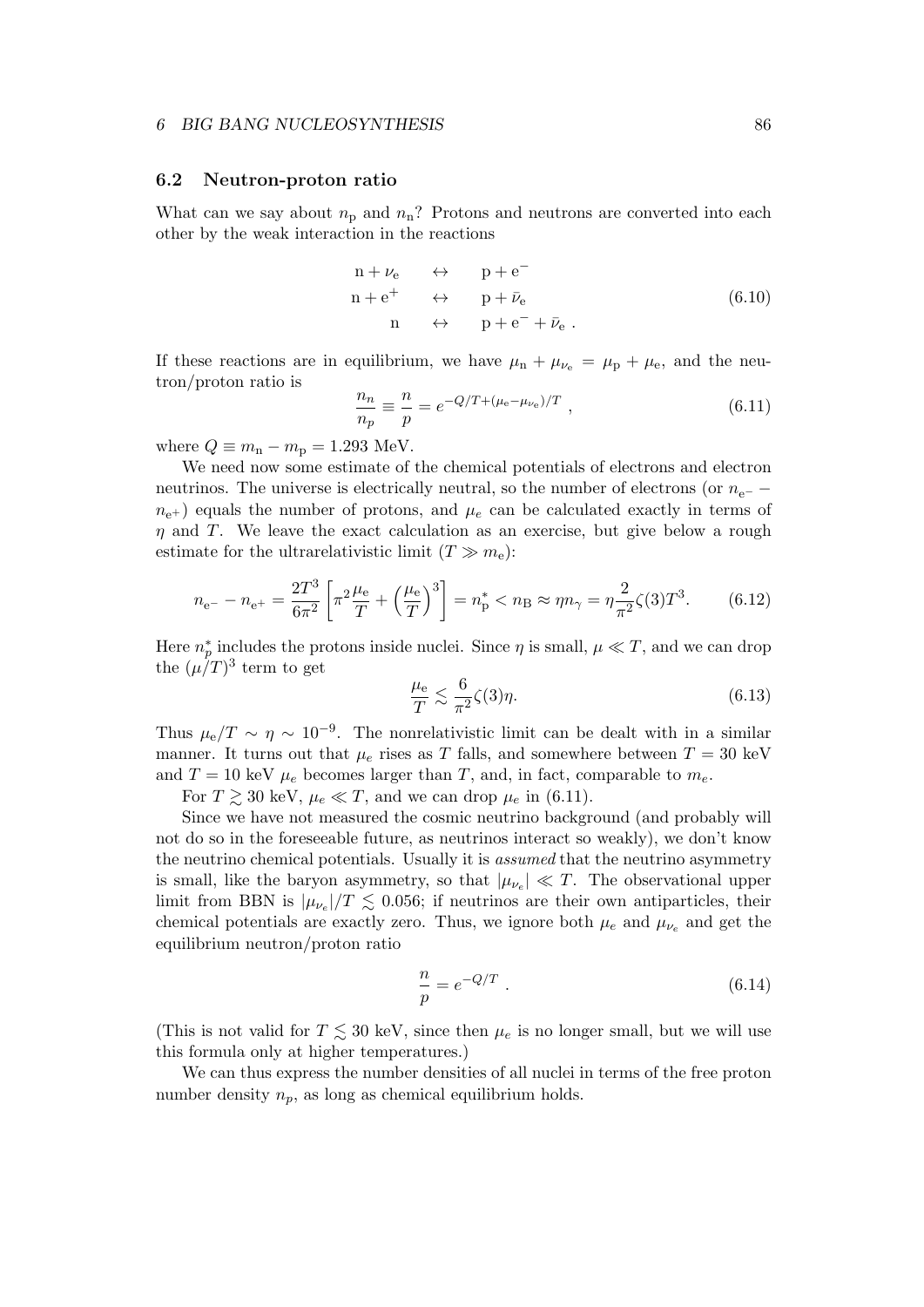## 6.2 Neutron-proton ratio

What can we say about $n_\mathrm{p}$ and $n_\mathrm{n}$? Protons and neutrons are converted into each other by the weak interaction in the reactions

$$
\begin{aligned}
\mathrm{n} + \nu_\mathrm{e} \quad &\leftrightarrow \quad \mathrm{p} + \mathrm{e}^- \\
\mathrm{n} + \mathrm{e}^+ \quad &\leftrightarrow \quad \mathrm{p} + \bar{\nu}_\mathrm{e} \\
\mathrm{n} \quad &\leftrightarrow \quad \mathrm{p} + \mathrm{e}^- + \bar{\nu}_\mathrm{e} \ .
\end{aligned}
\tag{6.10}
$$

If these reactions are in equilibrium, we have $\mu_\mathrm{n} + \mu_{\nu_\mathrm{e}} = \mu_\mathrm{p} + \mu_\mathrm{e}$, and the neutron/proton ratio is

$$
\frac{n_n}{n_p} \equiv \frac{n}{p} = e^{-Q/T + (\mu_\mathrm{e} - \mu_{\nu_\mathrm{e}})/T} \ , \tag{6.11}
$$

where $Q \equiv m_\mathrm{n} - m_\mathrm{p} = 1.293$ MeV.

We need now some estimate of the chemical potentials of electrons and electron neutrinos. The universe is electrically neutral, so the number of electrons (or $n_{\mathrm{e}^-} - n_{\mathrm{e}^+}$) equals the number of protons, and $\mu_e$ can be calculated exactly in terms of $\eta$ and $T$. We leave the exact calculation as an exercise, but give below a rough estimate for the ultrarelativistic limit ($T \gg m_\mathrm{e}$):

$$
n_{\mathrm{e}^-} - n_{\mathrm{e}^+} = \frac{2T^3}{6\pi^2}\left[\pi^2 \frac{\mu_\mathrm{e}}{T} + \left(\frac{\mu_\mathrm{e}}{T}\right)^3\right] = n_\mathrm{p}^* < n_\mathrm{B} \approx \eta n_\gamma = \eta \frac{2}{\pi^2}\zeta(3) T^3. \tag{6.12}
$$

Here $n_p^*$ includes the protons inside nuclei. Since $\eta$ is small, $\mu \ll T$, and we can drop the $(\mu/T)^3$ term to get

$$
\frac{\mu_\mathrm{e}}{T} \lesssim \frac{6}{\pi^2}\zeta(3)\eta. \tag{6.13}
$$

Thus $\mu_\mathrm{e}/T \sim \eta \sim 10^{-9}$. The nonrelativistic limit can be dealt with in a similar manner. It turns out that $\mu_e$ rises as $T$ falls, and somewhere between $T = 30$ keV and $T = 10$ keV $\mu_e$ becomes larger than $T$, and, in fact, comparable to $m_e$.

For $T \gtrsim 30$ keV, $\mu_\mathrm{e} \ll T$, and we can drop $\mu_\mathrm{e}$ in (6.11).

Since we have not measured the cosmic neutrino background (and probably will not do so in the foreseeable future, as neutrinos interact so weakly), we don't know the neutrino chemical potentials. Usually it is *assumed* that the neutrino asymmetry is small, like the baryon asymmetry, so that $|\mu_{\nu_\mathrm{e}}| \ll T$. The observational upper limit from BBN is $|\mu_{\nu_\mathrm{e}}|/T \lesssim 0.056$; if neutrinos are their own antiparticles, their chemical potentials are exactly zero. Thus, we ignore both $\mu_e$ and $\mu_{\nu_e}$ and get the equilibrium neutron/proton ratio

$$
\frac{n}{p} = e^{-Q/T} \ . \tag{6.14}
$$

(This is not valid for $T \lesssim 30$ keV, since then $\mu_e$ is no longer small, but we will use this formula only at higher temperatures.)

We can thus express the number densities of all nuclei in terms of the free proton number density $n_p$, as long as chemical equilibrium holds.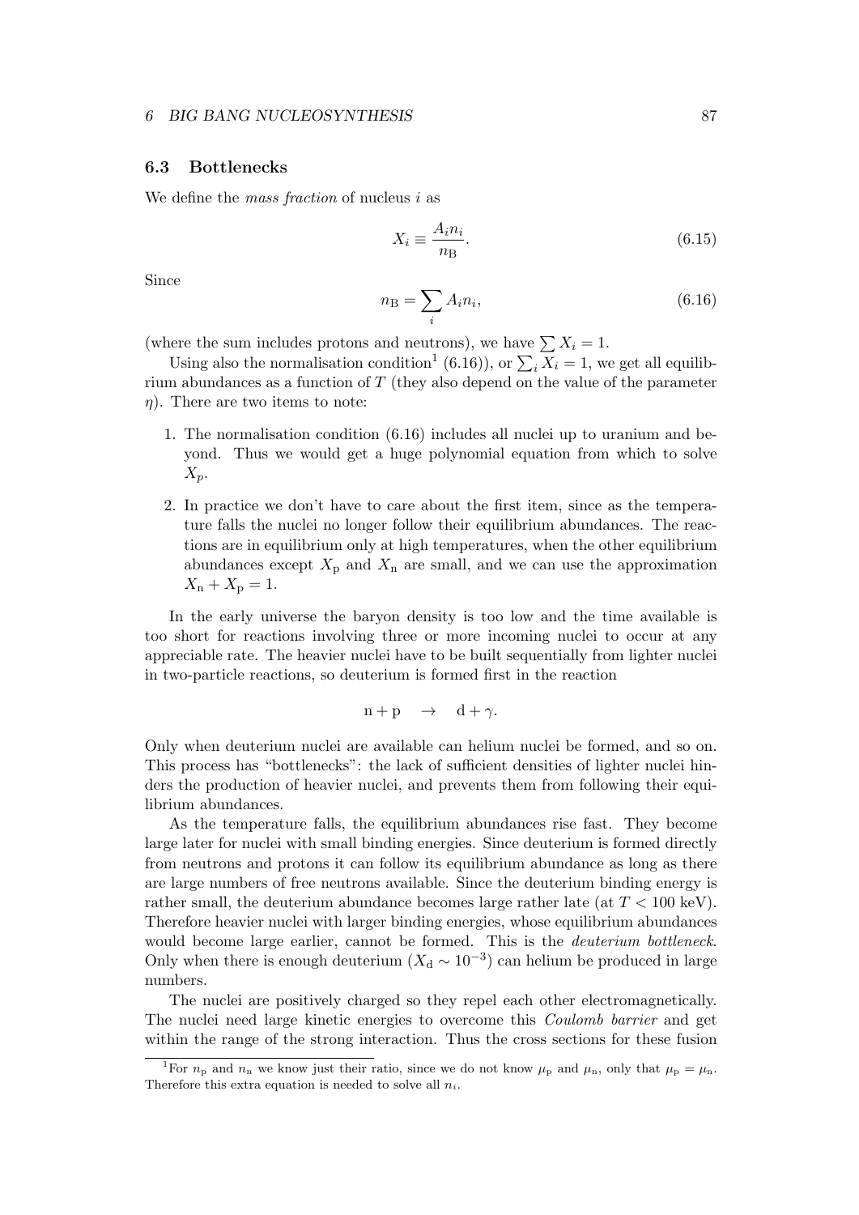### 6.3 Bottlenecks

We define the *mass fraction* of nucleus $i$ as

$$X_i \equiv \frac{A_i n_i}{n_\mathrm{B}}. \tag{6.15}$$

Since

$$n_\mathrm{B} = \sum_i A_i n_i, \tag{6.16}$$

(where the sum includes protons and neutrons), we have $\sum X_i = 1$.

Using also the normalisation condition[1] (6.16)), or $\sum_i X_i = 1$, we get all equilibrium abundances as a function of $T$ (they also depend on the value of the parameter $\eta$). There are two items to note:

1. The normalisation condition (6.16) includes all nuclei up to uranium and beyond. Thus we would get a huge polynomial equation from which to solve $X_p$.
2. In practice we don't have to care about the first item, since as the temperature falls the nuclei no longer follow their equilibrium abundances. The reactions are in equilibrium only at high temperatures, when the other equilibrium abundances except $X_\mathrm{p}$ and $X_\mathrm{n}$ are small, and we can use the approximation $X_\mathrm{n} + X_\mathrm{p} = 1$.

In the early universe the baryon density is too low and the time available is too short for reactions involving three or more incoming nuclei to occur at any appreciable rate. The heavier nuclei have to be built sequentially from lighter nuclei in two-particle reactions, so deuterium is formed first in the reaction

$$\mathrm{n} + \mathrm{p} \quad \rightarrow \quad \mathrm{d} + \gamma.$$

Only when deuterium nuclei are available can helium nuclei be formed, and so on. This process has "bottlenecks": the lack of sufficient densities of lighter nuclei hinders the production of heavier nuclei, and prevents them from following their equilibrium abundances.

As the temperature falls, the equilibrium abundances rise fast. They become large later for nuclei with small binding energies. Since deuterium is formed directly from neutrons and protons it can follow its equilibrium abundance as long as there are large numbers of free neutrons available. Since the deuterium binding energy is rather small, the deuterium abundance becomes large rather late (at $T < 100$ keV). Therefore heavier nuclei with larger binding energies, whose equilibrium abundances would become large earlier, cannot be formed. This is the *deuterium bottleneck*. Only when there is enough deuterium ($X_\mathrm{d} \sim 10^{-3}$) can helium be produced in large numbers.

The nuclei are positively charged so they repel each other electromagnetically. The nuclei need large kinetic energies to overcome this *Coulomb barrier* and get within the range of the strong interaction. Thus the cross sections for these fusion

[1] For $n_\mathrm{p}$ and $n_\mathrm{n}$ we know just their ratio, since we do not know $\mu_\mathrm{p}$ and $\mu_\mathrm{n}$, only that $\mu_\mathrm{p} = \mu_\mathrm{n}$. Therefore this extra equation is needed to solve all $n_i$.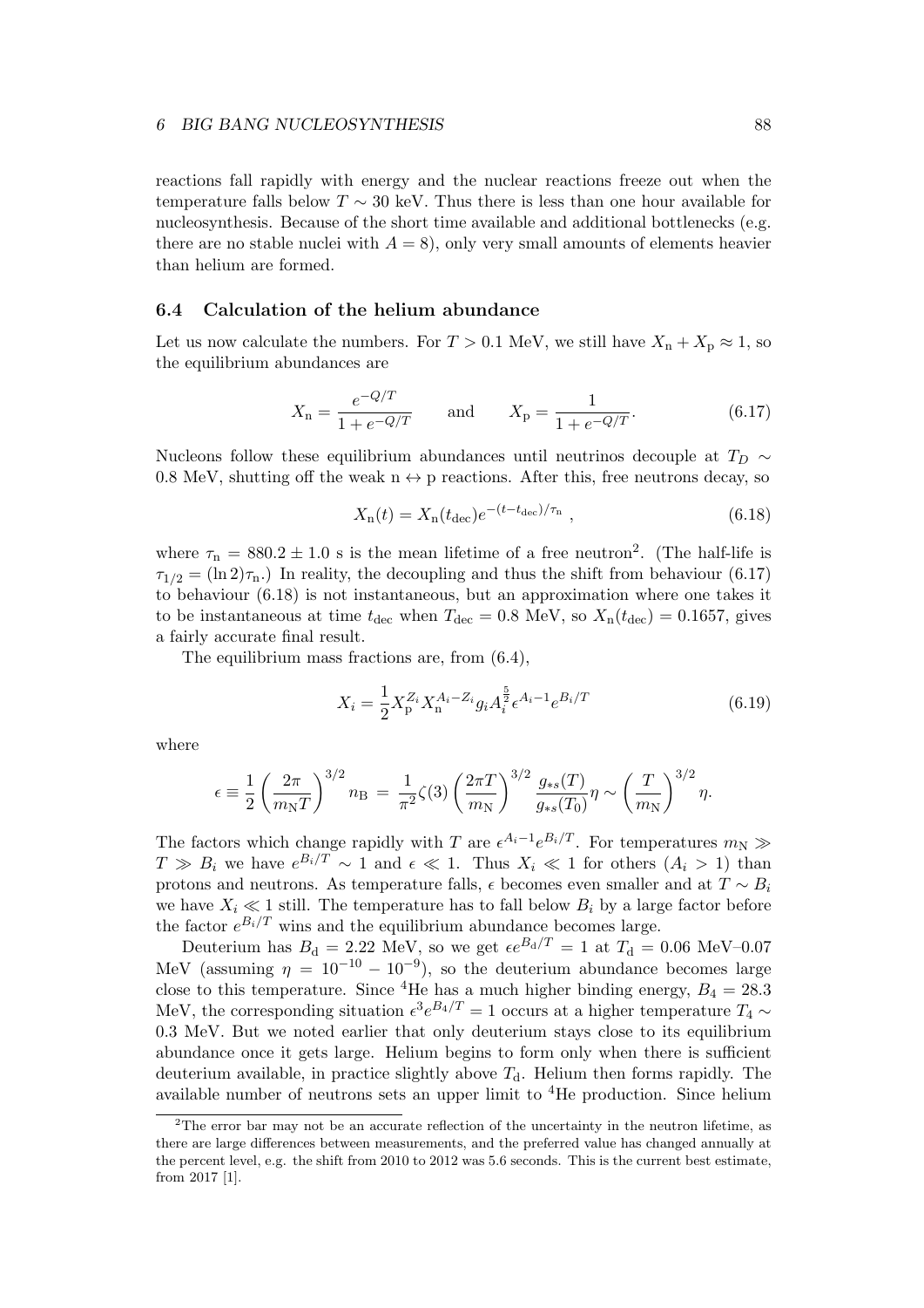reactions fall rapidly with energy and the nuclear reactions freeze out when the temperature falls below $T \sim 30$ keV. Thus there is less than one hour available for nucleosynthesis. Because of the short time available and additional bottlenecks (e.g. there are no stable nuclei with $A = 8$), only very small amounts of elements heavier than helium are formed.

### 6.4 Calculation of the helium abundance

Let us now calculate the numbers. For $T > 0.1$ MeV, we still have $X_\mathrm{n} + X_\mathrm{p} \approx 1$, so the equilibrium abundances are

$$X_\mathrm{n} = \frac{e^{-Q/T}}{1 + e^{-Q/T}} \qquad \text{and} \qquad X_\mathrm{p} = \frac{1}{1 + e^{-Q/T}}. \tag{6.17}$$

Nucleons follow these equilibrium abundances until neutrinos decouple at $T_D \sim 0.8$ MeV, shutting off the weak $\mathrm{n} \leftrightarrow \mathrm{p}$ reactions. After this, free neutrons decay, so

$$X_\mathrm{n}(t) = X_\mathrm{n}(t_\mathrm{dec}) e^{-(t - t_\mathrm{dec})/\tau_\mathrm{n}} , \tag{6.18}$$

where $\tau_\mathrm{n} = 880.2 \pm 1.0$ s is the mean lifetime of a free neutron[2]. (The half-life is $\tau_{1/2} = (\ln 2)\tau_\mathrm{n}$.) In reality, the decoupling and thus the shift from behaviour (6.17) to behaviour (6.18) is not instantaneous, but an approximation where one takes it to be instantaneous at time $t_\mathrm{dec}$ when $T_\mathrm{dec} = 0.8$ MeV, so $X_\mathrm{n}(t_\mathrm{dec}) = 0.1657$, gives a fairly accurate final result.

The equilibrium mass fractions are, from (6.4),

$$X_i = \frac{1}{2} X_\mathrm{p}^{Z_i} X_\mathrm{n}^{A_i - Z_i} g_i A_i^{\frac{5}{2}} \epsilon^{A_i - 1} e^{B_i/T} \tag{6.19}$$

where

$$\epsilon \equiv \frac{1}{2} \left( \frac{2\pi}{m_\mathrm{N} T} \right)^{3/2} n_\mathrm{B} = \frac{1}{\pi^2} \zeta(3) \left( \frac{2\pi T}{m_\mathrm{N}} \right)^{3/2} \frac{g_{*s}(T)}{g_{*s}(T_0)} \eta \sim \left( \frac{T}{m_\mathrm{N}} \right)^{3/2} \eta.$$

The factors which change rapidly with $T$ are $\epsilon^{A_i - 1} e^{B_i/T}$. For temperatures $m_\mathrm{N} \gg T \gg B_i$ we have $e^{B_i/T} \sim 1$ and $\epsilon \ll 1$. Thus $X_i \ll 1$ for others ($A_i > 1$) than protons and neutrons. As temperature falls, $\epsilon$ becomes even smaller and at $T \sim B_i$ we have $X_i \ll 1$ still. The temperature has to fall below $B_i$ by a large factor before the factor $e^{B_i/T}$ wins and the equilibrium abundance becomes large.

Deuterium has $B_\mathrm{d} = 2.22$ MeV, so we get $\epsilon e^{B_\mathrm{d}/T} = 1$ at $T_\mathrm{d} = 0.06$ MeV–0.07 MeV (assuming $\eta = 10^{-10} - 10^{-9}$), so the deuterium abundance becomes large close to this temperature. Since $^4$He has a much higher binding energy, $B_4 = 28.3$ MeV, the corresponding situation $\epsilon^3 e^{B_4/T} = 1$ occurs at a higher temperature $T_4 \sim 0.3$ MeV. But we noted earlier that only deuterium stays close to its equilibrium abundance once it gets large. Helium begins to form only when there is sufficient deuterium available, in practice slightly above $T_\mathrm{d}$. Helium then forms rapidly. The available number of neutrons sets an upper limit to $^4$He production. Since helium

[2] The error bar may not be an accurate reflection of the uncertainty in the neutron lifetime, as there are large differences between measurements, and the preferred value has changed annually at the percent level, e.g. the shift from 2010 to 2012 was 5.6 seconds. This is the current best estimate, from 2017 [1].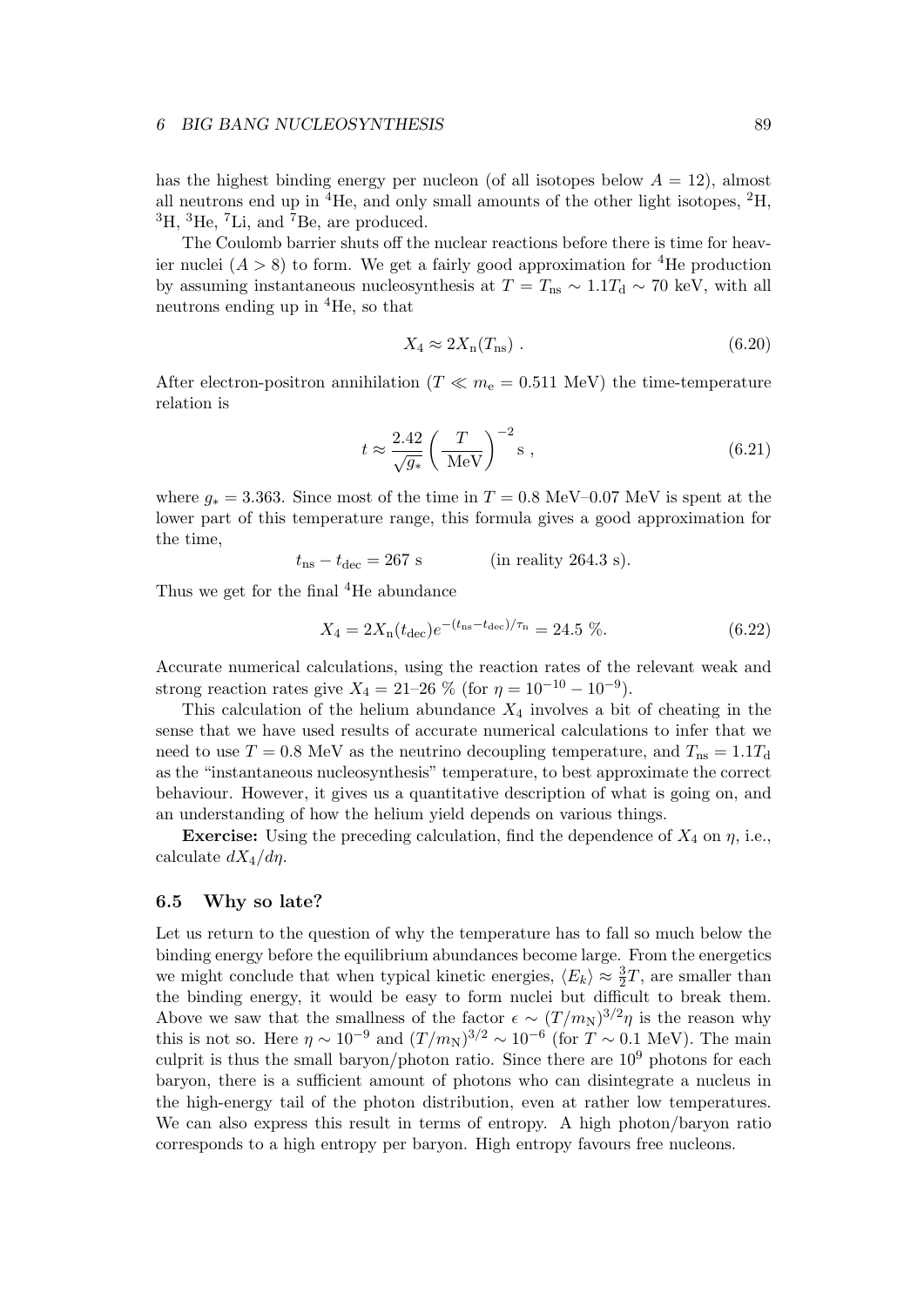has the highest binding energy per nucleon (of all isotopes below $A = 12$), almost all neutrons end up in $^4$He, and only small amounts of the other light isotopes, $^2$H, $^3$H, $^3$He, $^7$Li, and $^7$Be, are produced.

The Coulomb barrier shuts off the nuclear reactions before there is time for heavier nuclei ($A > 8$) to form. We get a fairly good approximation for $^4$He production by assuming instantaneous nucleosynthesis at $T = T_{\rm ns} \sim 1.1 T_{\rm d} \sim 70$ keV, with all neutrons ending up in $^4$He, so that

$$X_4 \approx 2 X_{\rm n}(T_{\rm ns}) \; . \tag{6.20}$$

After electron-positron annihilation ($T \ll m_{\rm e} = 0.511$ MeV) the time-temperature relation is

$$t \approx \frac{2.42}{\sqrt{g_*}} \left( \frac{T}{\rm MeV} \right)^{-2} {\rm s} \; , \tag{6.21}$$

where $g_* = 3.363$. Since most of the time in $T = 0.8$ MeV–0.07 MeV is spent at the lower part of this temperature range, this formula gives a good approximation for the time,

$$t_{\rm ns} - t_{\rm dec} = 267 \text{ s} \qquad\qquad \text{(in reality 264.3 s).}$$

Thus we get for the final $^4$He abundance

$$X_4 = 2 X_{\rm n}(t_{\rm dec}) e^{-(t_{\rm ns} - t_{\rm dec})/\tau_{\rm n}} = 24.5 \text{ \%}. \tag{6.22}$$

Accurate numerical calculations, using the reaction rates of the relevant weak and strong reaction rates give $X_4 = 21$–$26$ % (for $\eta = 10^{-10} - 10^{-9}$).

This calculation of the helium abundance $X_4$ involves a bit of cheating in the sense that we have used results of accurate numerical calculations to infer that we need to use $T = 0.8$ MeV as the neutrino decoupling temperature, and $T_{\rm ns} = 1.1 T_{\rm d}$ as the "instantaneous nucleosynthesis" temperature, to best approximate the correct behaviour. However, it gives us a quantitative description of what is going on, and an understanding of how the helium yield depends on various things.

**Exercise:** Using the preceding calculation, find the dependence of $X_4$ on $\eta$, i.e., calculate $dX_4/d\eta$.

### 6.5 Why so late?

Let us return to the question of why the temperature has to fall so much below the binding energy before the equilibrium abundances become large. From the energetics we might conclude that when typical kinetic energies, $\langle E_k \rangle \approx \frac{3}{2} T$, are smaller than the binding energy, it would be easy to form nuclei but difficult to break them. Above we saw that the smallness of the factor $\epsilon \sim (T/m_{\rm N})^{3/2} \eta$ is the reason why this is not so. Here $\eta \sim 10^{-9}$ and $(T/m_{\rm N})^{3/2} \sim 10^{-6}$ (for $T \sim 0.1$ MeV). The main culprit is thus the small baryon/photon ratio. Since there are $10^9$ photons for each baryon, there is a sufficient amount of photons who can disintegrate a nucleus in the high-energy tail of the photon distribution, even at rather low temperatures. We can also express this result in terms of entropy. A high photon/baryon ratio corresponds to a high entropy per baryon. High entropy favours free nucleons.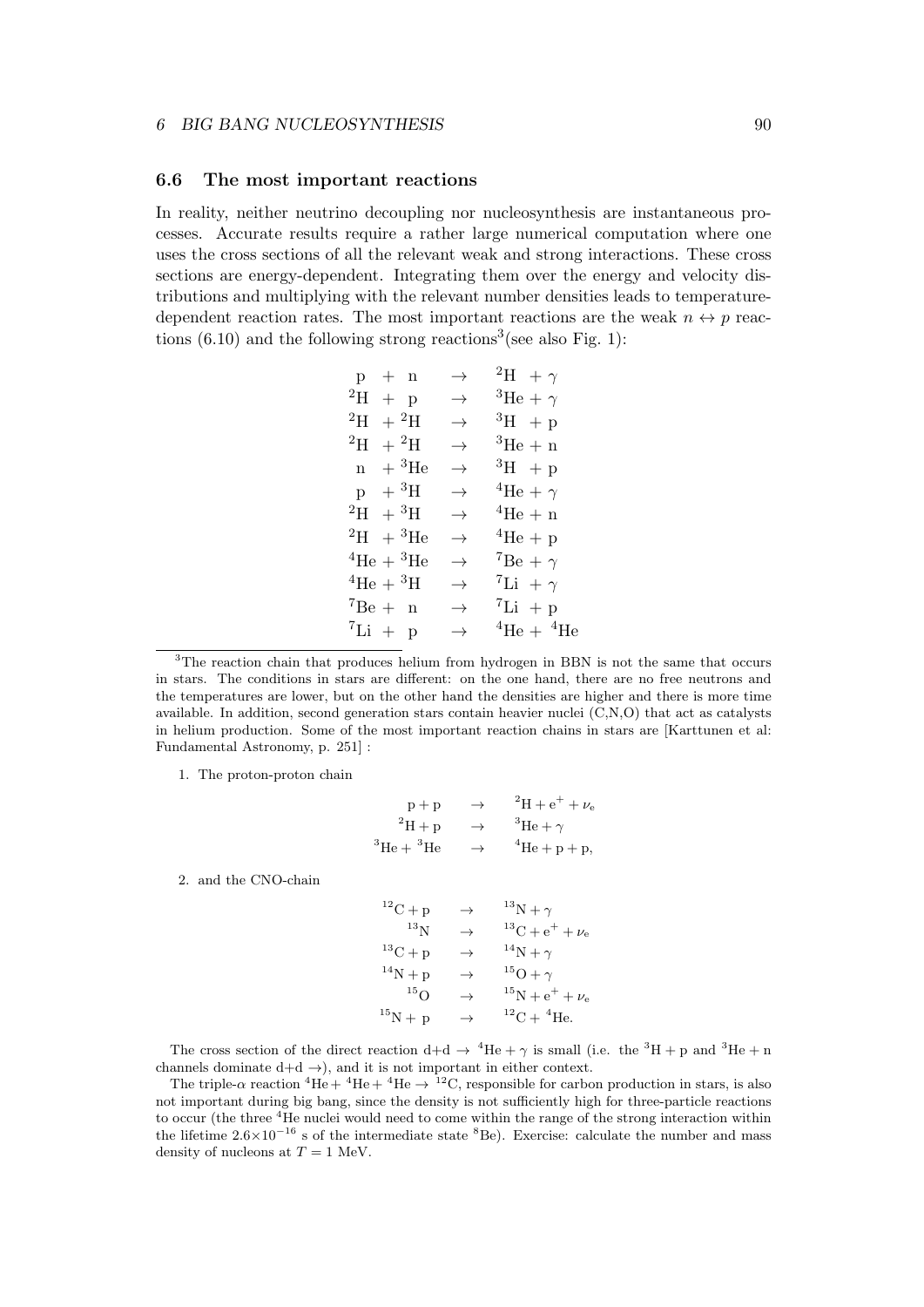### 6.6 The most important reactions

In reality, neither neutrino decoupling nor nucleosynthesis are instantaneous processes. Accurate results require a rather large numerical computation where one uses the cross sections of all the relevant weak and strong interactions. These cross sections are energy-dependent. Integrating them over the energy and velocity distributions and multiplying with the relevant number densities leads to temperature-dependent reaction rates. The most important reactions are the weak $n \leftrightarrow p$ reactions (6.10) and the following strong reactions[3](see also Fig. 1):

$$
\begin{array}{lcl}
\mathrm{p} + \mathrm{n} & \rightarrow & {}^2\mathrm{H} + \gamma \\
{}^2\mathrm{H} + \mathrm{p} & \rightarrow & {}^3\mathrm{He} + \gamma \\
{}^2\mathrm{H} + {}^2\mathrm{H} & \rightarrow & {}^3\mathrm{H} + \mathrm{p} \\
{}^2\mathrm{H} + {}^2\mathrm{H} & \rightarrow & {}^3\mathrm{He} + \mathrm{n} \\
\mathrm{n} + {}^3\mathrm{He} & \rightarrow & {}^3\mathrm{H} + \mathrm{p} \\
\mathrm{p} + {}^3\mathrm{H} & \rightarrow & {}^4\mathrm{He} + \gamma \\
{}^2\mathrm{H} + {}^3\mathrm{H} & \rightarrow & {}^4\mathrm{He} + \mathrm{n} \\
{}^2\mathrm{H} + {}^3\mathrm{He} & \rightarrow & {}^4\mathrm{He} + \mathrm{p} \\
{}^4\mathrm{He} + {}^3\mathrm{He} & \rightarrow & {}^7\mathrm{Be} + \gamma \\
{}^4\mathrm{He} + {}^3\mathrm{H} & \rightarrow & {}^7\mathrm{Li} + \gamma \\
{}^7\mathrm{Be} + \mathrm{n} & \rightarrow & {}^7\mathrm{Li} + \mathrm{p} \\
{}^7\mathrm{Li} + \mathrm{p} & \rightarrow & {}^4\mathrm{He} + {}^4\mathrm{He}
\end{array}
$$

---

[3] The reaction chain that produces helium from hydrogen in BBN is not the same that occurs in stars. The conditions in stars are different: on the one hand, there are no free neutrons and the temperatures are lower, but on the other hand the densities are higher and there is more time available. In addition, second generation stars contain heavier nuclei (C,N,O) that act as catalysts in helium production. Some of the most important reaction chains in stars are [Karttunen et al: Fundamental Astronomy, p. 251] :

1. The proton-proton chain

$$
\begin{array}{rcl}
\mathrm{p} + \mathrm{p} & \rightarrow & {}^2\mathrm{H} + \mathrm{e}^+ + \nu_\mathrm{e} \\
{}^2\mathrm{H} + \mathrm{p} & \rightarrow & {}^3\mathrm{He} + \gamma \\
{}^3\mathrm{He} + {}^3\mathrm{He} & \rightarrow & {}^4\mathrm{He} + \mathrm{p} + \mathrm{p},
\end{array}
$$

2. and the CNO-chain

$$
\begin{array}{rcl}
{}^{12}\mathrm{C} + \mathrm{p} & \rightarrow & {}^{13}\mathrm{N} + \gamma \\
{}^{13}\mathrm{N} & \rightarrow & {}^{13}\mathrm{C} + \mathrm{e}^+ + \nu_\mathrm{e} \\
{}^{13}\mathrm{C} + \mathrm{p} & \rightarrow & {}^{14}\mathrm{N} + \gamma \\
{}^{14}\mathrm{N} + \mathrm{p} & \rightarrow & {}^{15}\mathrm{O} + \gamma \\
{}^{15}\mathrm{O} & \rightarrow & {}^{15}\mathrm{N} + \mathrm{e}^+ + \nu_\mathrm{e} \\
{}^{15}\mathrm{N} + \mathrm{p} & \rightarrow & {}^{12}\mathrm{C} + {}^4\mathrm{He}.
\end{array}
$$

The cross section of the direct reaction d+d $\rightarrow$ ${}^4$He + $\gamma$ is small (i.e. the ${}^3$H + p and ${}^3$He + n channels dominate d+d $\rightarrow$), and it is not important in either context.

The triple-$\alpha$ reaction ${}^4$He + ${}^4$He + ${}^4$He $\rightarrow$ ${}^{12}$C, responsible for carbon production in stars, is also not important during big bang, since the density is not sufficiently high for three-particle reactions to occur (the three ${}^4$He nuclei would need to come within the range of the strong interaction within the lifetime $2.6\times10^{-16}$ s of the intermediate state ${}^8$Be). Exercise: calculate the number and mass density of nucleons at $T = 1$ MeV.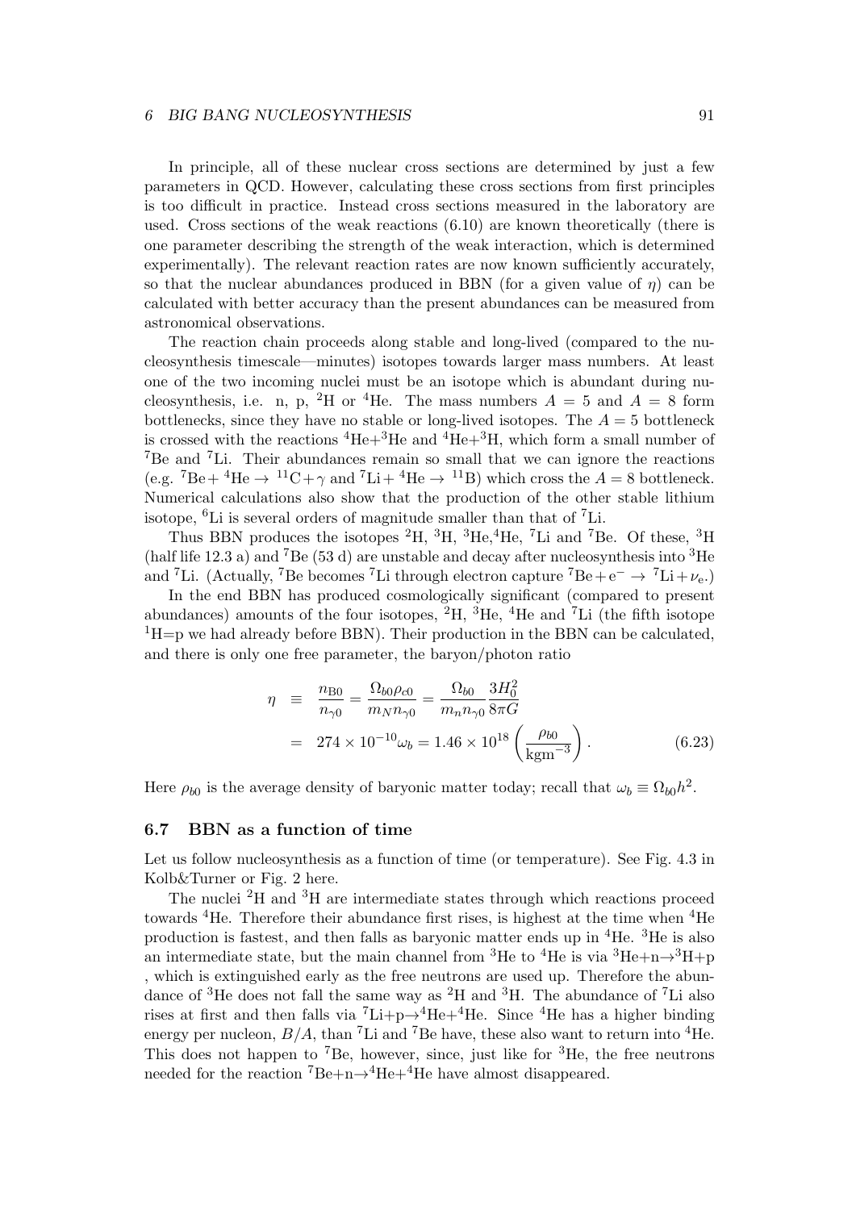In principle, all of these nuclear cross sections are determined by just a few parameters in QCD. However, calculating these cross sections from first principles is too difficult in practice. Instead cross sections measured in the laboratory are used. Cross sections of the weak reactions (6.10) are known theoretically (there is one parameter describing the strength of the weak interaction, which is determined experimentally). The relevant reaction rates are now known sufficiently accurately, so that the nuclear abundances produced in BBN (for a given value of $\eta$) can be calculated with better accuracy than the present abundances can be measured from astronomical observations.

The reaction chain proceeds along stable and long-lived (compared to the nucleosynthesis timescale—minutes) isotopes towards larger mass numbers. At least one of the two incoming nuclei must be an isotope which is abundant during nucleosynthesis, i.e. n, p, $^2$H or $^4$He. The mass numbers $A = 5$ and $A = 8$ form bottlenecks, since they have no stable or long-lived isotopes. The $A = 5$ bottleneck is crossed with the reactions $^4$He+$^3$He and $^4$He+$^3$H, which form a small number of $^7$Be and $^7$Li. Their abundances remain so small that we can ignore the reactions (e.g. $^7\text{Be} + {}^4\text{He} \to {}^{11}\text{C} + \gamma$ and $^7\text{Li} + {}^4\text{He} \to {}^{11}\text{B}$) which cross the $A = 8$ bottleneck. Numerical calculations also show that the production of the other stable lithium isotope, $^6$Li is several orders of magnitude smaller than that of $^7$Li.

Thus BBN produces the isotopes $^2$H, $^3$H, $^3$He,$^4$He, $^7$Li and $^7$Be. Of these, $^3$H (half life 12.3 a) and $^7$Be (53 d) are unstable and decay after nucleosynthesis into $^3$He and $^7$Li. (Actually, $^7$Be becomes $^7$Li through electron capture $^7\text{Be} + e^- \to {}^7\text{Li} + \nu_e$.)

In the end BBN has produced cosmologically significant (compared to present abundances) amounts of the four isotopes, $^2$H, $^3$He, $^4$He and $^7$Li (the fifth isotope $^1$H=p we had already before BBN). Their production in the BBN can be calculated, and there is only one free parameter, the baryon/photon ratio

$$\begin{aligned}
\eta &\equiv \frac{n_{\mathrm{B}0}}{n_{\gamma 0}} = \frac{\Omega_{b0}\rho_{c0}}{m_N n_{\gamma 0}} = \frac{\Omega_{b0}}{m_n n_{\gamma 0}} \frac{3H_0^2}{8\pi G} \\
&= 274 \times 10^{-10} \omega_b = 1.46 \times 10^{18} \left( \frac{\rho_{b0}}{\mathrm{kgm}^{-3}} \right). \qquad (6.23)
\end{aligned}$$

Here $\rho_{b0}$ is the average density of baryonic matter today; recall that $\omega_b \equiv \Omega_{b0} h^2$.

### 6.7 BBN as a function of time

Let us follow nucleosynthesis as a function of time (or temperature). See Fig. 4.3 in Kolb&Turner or Fig. 2 here.

The nuclei $^2$H and $^3$H are intermediate states through which reactions proceed towards $^4$He. Therefore their abundance first rises, is highest at the time when $^4$He production is fastest, and then falls as baryonic matter ends up in $^4$He. $^3$He is also an intermediate state, but the main channel from $^3$He to $^4$He is via $^3$He+n$\to$$^3$H+p , which is extinguished early as the free neutrons are used up. Therefore the abundance of $^3$He does not fall the same way as $^2$H and $^3$H. The abundance of $^7$Li also rises at first and then falls via $^7$Li+p$\to$$^4$He+$^4$He. Since $^4$He has a higher binding energy per nucleon, $B/A$, than $^7$Li and $^7$Be have, these also want to return into $^4$He. This does not happen to $^7$Be, however, since, just like for $^3$He, the free neutrons needed for the reaction $^7$Be+n$\to$$^4$He+$^4$He have almost disappeared.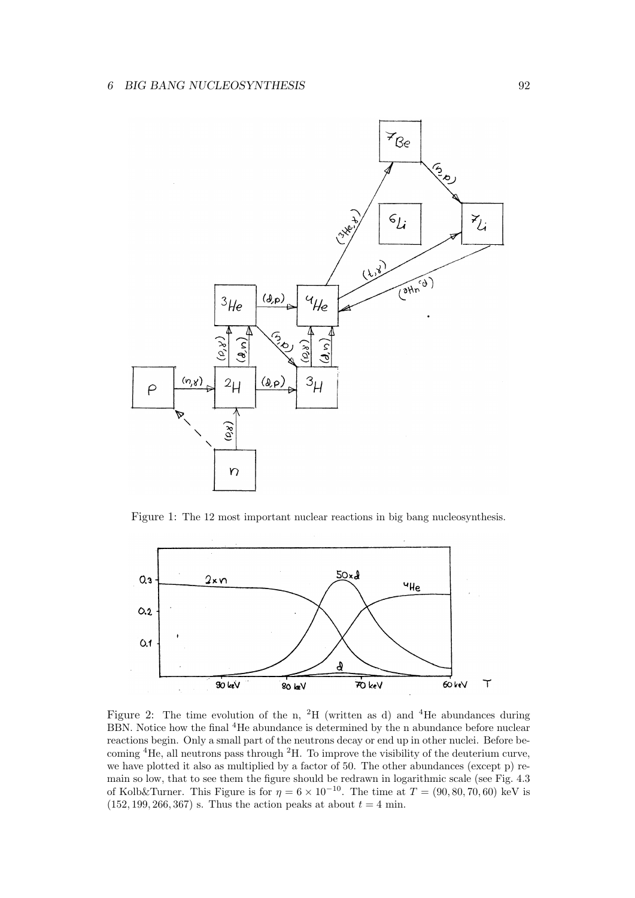Figure 1: The 12 most important nuclear reactions in big bang nucleosynthesis.

Figure 2: The time evolution of the n, $^2$H (written as d) and $^4$He abundances during BBN. Notice how the final $^4$He abundance is determined by the n abundance before nuclear reactions begin. Only a small part of the neutrons decay or end up in other nuclei. Before becoming $^4$He, all neutrons pass through $^2$H. To improve the visibility of the deuterium curve, we have plotted it also as multiplied by a factor of 50. The other abundances (except p) remain so low, that to see them the figure should be redrawn in logarithmic scale (see Fig. 4.3 of Kolb&Turner. This Figure is for $\eta = 6 \times 10^{-10}$. The time at $T = (90, 80, 70, 60)$ keV is $(152, 199, 266, 367)$ s. Thus the action peaks at about $t = 4$ min.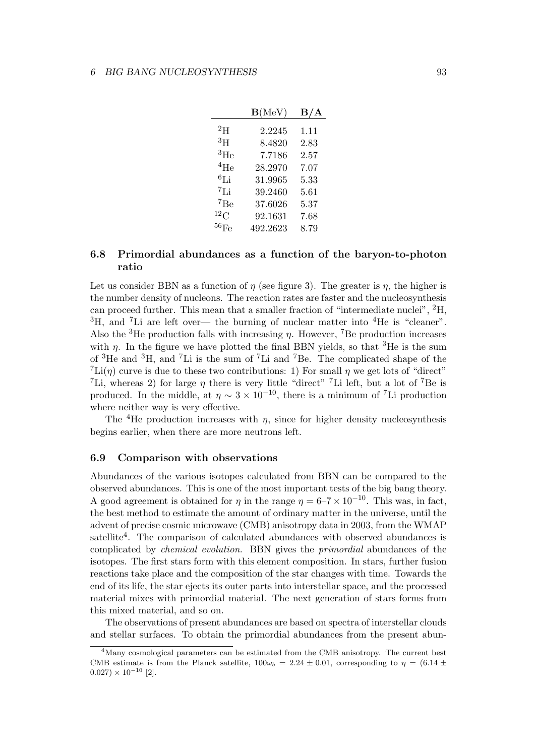|  | **B**(MeV) | **B/A** |
|---|---|---|
| $^2$H | 2.2245 | 1.11 |
| $^3$H | 8.4820 | 2.83 |
| $^3$He | 7.7186 | 2.57 |
| $^4$He | 28.2970 | 7.07 |
| $^6$Li | 31.9965 | 5.33 |
| $^7$Li | 39.2460 | 5.61 |
| $^7$Be | 37.6026 | 5.37 |
| $^{12}$C | 92.1631 | 7.68 |
| $^{56}$Fe | 492.2623 | 8.79 |

### 6.8 Primordial abundances as a function of the baryon-to-photon ratio

Let us consider BBN as a function of $\eta$ (see figure 3). The greater is $\eta$, the higher is the number density of nucleons. The reaction rates are faster and the nucleosynthesis can proceed further. This mean that a smaller fraction of "intermediate nuclei", $^2$H, $^3$H, and $^7$Li are left over— the burning of nuclear matter into $^4$He is "cleaner". Also the $^3$He production falls with increasing $\eta$. However, $^7$Be production increases with $\eta$. In the figure we have plotted the final BBN yields, so that $^3$He is the sum of $^3$He and $^3$H, and $^7$Li is the sum of $^7$Li and $^7$Be. The complicated shape of the $^7$Li($\eta$) curve is due to these two contributions: 1) For small $\eta$ we get lots of "direct" $^7$Li, whereas 2) for large $\eta$ there is very little "direct" $^7$Li left, but a lot of $^7$Be is produced. In the middle, at $\eta \sim 3 \times 10^{-10}$, there is a minimum of $^7$Li production where neither way is very effective.

The $^4$He production increases with $\eta$, since for higher density nucleosynthesis begins earlier, when there are more neutrons left.

### 6.9 Comparison with observations

Abundances of the various isotopes calculated from BBN can be compared to the observed abundances. This is one of the most important tests of the big bang theory. A good agreement is obtained for $\eta$ in the range $\eta = 6–7 \times 10^{-10}$. This was, in fact, the best method to estimate the amount of ordinary matter in the universe, until the advent of precise cosmic microwave (CMB) anisotropy data in 2003, from the WMAP satellite[4]. The comparison of calculated abundances with observed abundances is complicated by *chemical evolution*. BBN gives the *primordial* abundances of the isotopes. The first stars form with this element composition. In stars, further fusion reactions take place and the composition of the star changes with time. Towards the end of its life, the star ejects its outer parts into interstellar space, and the processed material mixes with primordial material. The next generation of stars forms from this mixed material, and so on.

The observations of present abundances are based on spectra of interstellar clouds and stellar surfaces. To obtain the primordial abundances from the present abun-

[4]Many cosmological parameters can be estimated from the CMB anisotropy. The current best CMB estimate is from the Planck satellite, $100\omega_b = 2.24 \pm 0.01$, corresponding to $\eta = (6.14 \pm 0.027) \times 10^{-10}$ [2].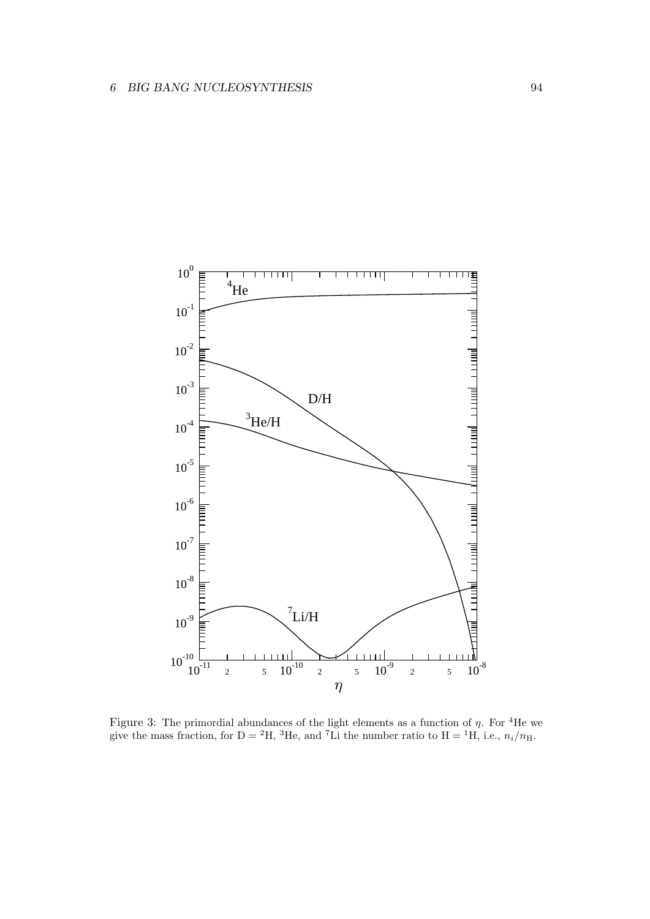Figure 3: The primordial abundances of the light elements as a function of $\eta$. For $^4$He we give the mass fraction, for D = $^2$H, $^3$He, and $^7$Li the number ratio to H = $^1$H, i.e., $n_i/n_{\mathrm{H}}$.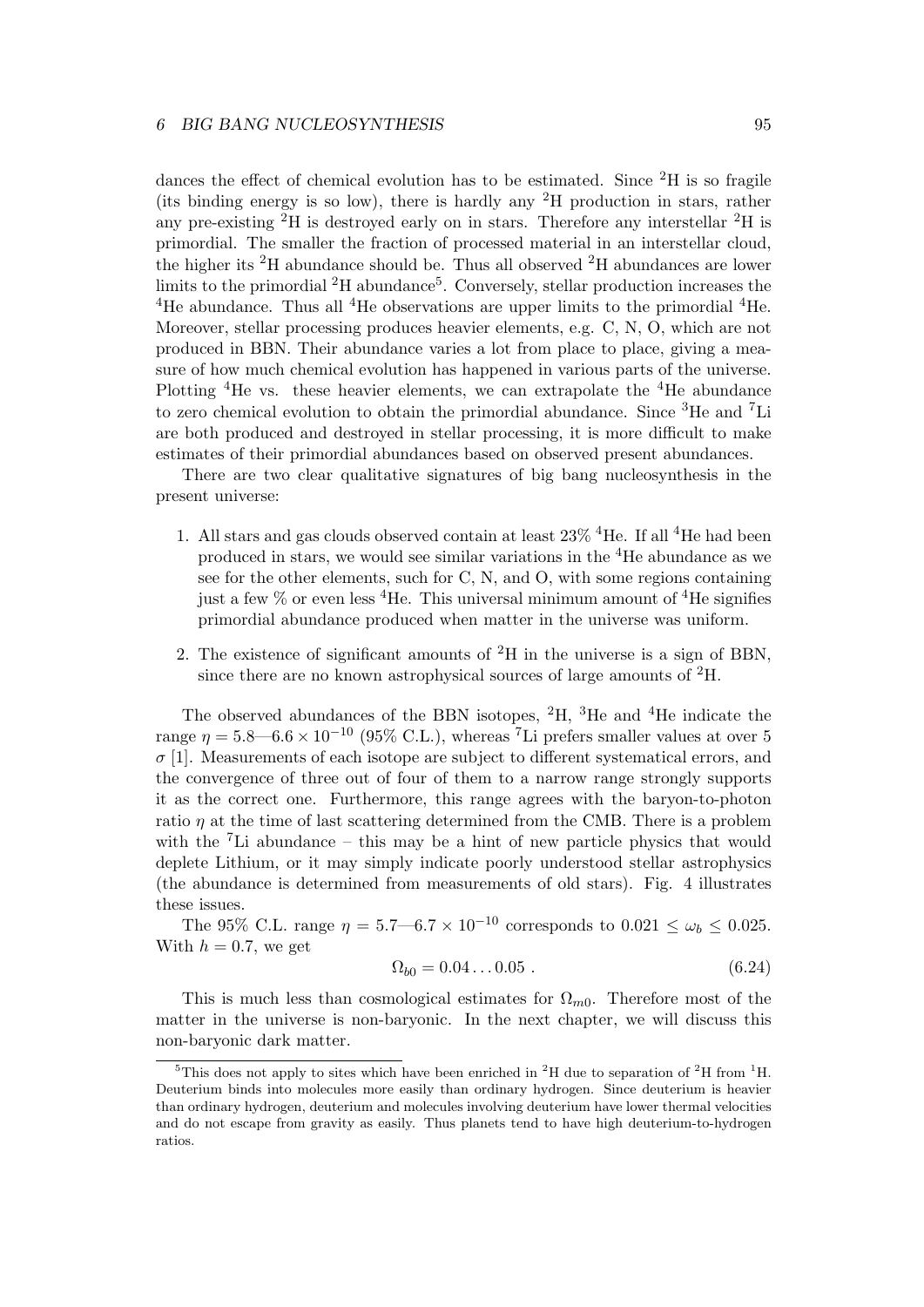dances the effect of chemical evolution has to be estimated. Since $^2$H is so fragile (its binding energy is so low), there is hardly any $^2$H production in stars, rather any pre-existing $^2$H is destroyed early on in stars. Therefore any interstellar $^2$H is primordial. The smaller the fraction of processed material in an interstellar cloud, the higher its $^2$H abundance should be. Thus all observed $^2$H abundances are lower limits to the primordial $^2$H abundance[5]. Conversely, stellar production increases the $^4$He abundance. Thus all $^4$He observations are upper limits to the primordial $^4$He. Moreover, stellar processing produces heavier elements, e.g. C, N, O, which are not produced in BBN. Their abundance varies a lot from place to place, giving a measure of how much chemical evolution has happened in various parts of the universe. Plotting $^4$He vs. these heavier elements, we can extrapolate the $^4$He abundance to zero chemical evolution to obtain the primordial abundance. Since $^3$He and $^7$Li are both produced and destroyed in stellar processing, it is more difficult to make estimates of their primordial abundances based on observed present abundances.

There are two clear qualitative signatures of big bang nucleosynthesis in the present universe:

1. All stars and gas clouds observed contain at least 23% $^4$He. If all $^4$He had been produced in stars, we would see similar variations in the $^4$He abundance as we see for the other elements, such for C, N, and O, with some regions containing just a few % or even less $^4$He. This universal minimum amount of $^4$He signifies primordial abundance produced when matter in the universe was uniform.

2. The existence of significant amounts of $^2$H in the universe is a sign of BBN, since there are no known astrophysical sources of large amounts of $^2$H.

The observed abundances of the BBN isotopes, $^2$H, $^3$He and $^4$He indicate the range $\eta = 5.8$—$6.6 \times 10^{-10}$ (95% C.L.), whereas $^7$Li prefers smaller values at over 5 $\sigma$ [1]. Measurements of each isotope are subject to different systematical errors, and the convergence of three out of four of them to a narrow range strongly supports it as the correct one. Furthermore, this range agrees with the baryon-to-photon ratio $\eta$ at the time of last scattering determined from the CMB. There is a problem with the $^7$Li abundance – this may be a hint of new particle physics that would deplete Lithium, or it may simply indicate poorly understood stellar astrophysics (the abundance is determined from measurements of old stars). Fig. 4 illustrates these issues.

The 95% C.L. range $\eta = 5.7$—$6.7 \times 10^{-10}$ corresponds to $0.021 \leq \omega_b \leq 0.025$. With $h = 0.7$, we get

$$\Omega_{b0} = 0.04 \ldots 0.05 \, . \tag{6.24}$$

This is much less than cosmological estimates for $\Omega_{m0}$. Therefore most of the matter in the universe is non-baryonic. In the next chapter, we will discuss this non-baryonic dark matter.

[5] This does not apply to sites which have been enriched in $^2$H due to separation of $^2$H from $^1$H. Deuterium binds into molecules more easily than ordinary hydrogen. Since deuterium is heavier than ordinary hydrogen, deuterium and molecules involving deuterium have lower thermal velocities and do not escape from gravity as easily. Thus planets tend to have high deuterium-to-hydrogen ratios.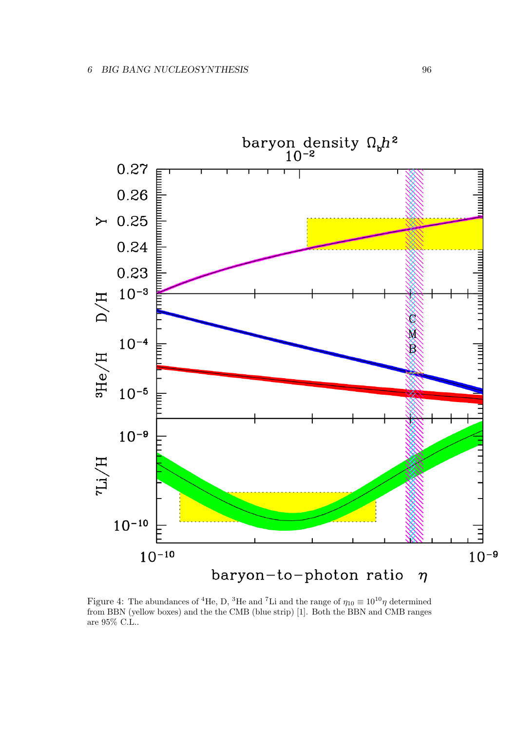Figure 4: The abundances of $^4$He, D, $^3$He and $^7$Li and the range of $\eta_{10} \equiv 10^{10}\eta$ determined from BBN (yellow boxes) and the the CMB (blue strip) [1]. Both the BBN and CMB ranges are 95% C.L..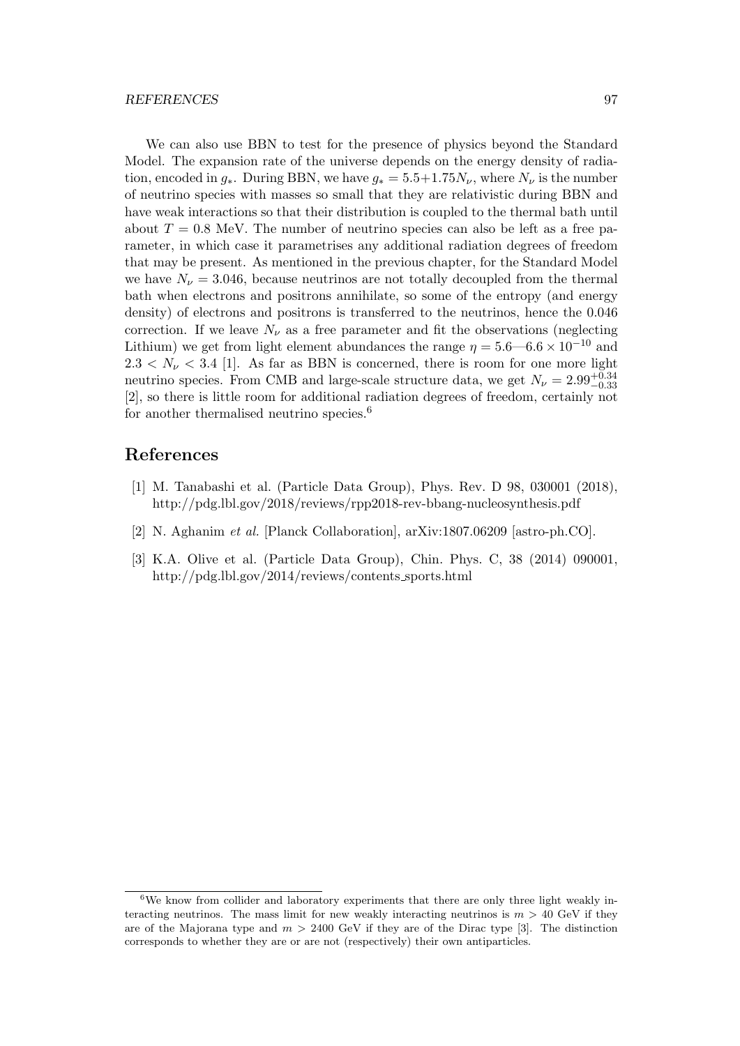We can also use BBN to test for the presence of physics beyond the Standard Model. The expansion rate of the universe depends on the energy density of radiation, encoded in $g_*$. During BBN, we have $g_* = 5.5 + 1.75 N_\nu$, where $N_\nu$ is the number of neutrino species with masses so small that they are relativistic during BBN and have weak interactions so that their distribution is coupled to the thermal bath until about $T = 0.8$ MeV. The number of neutrino species can also be left as a free parameter, in which case it parametrises any additional radiation degrees of freedom that may be present. As mentioned in the previous chapter, for the Standard Model we have $N_\nu = 3.046$, because neutrinos are not totally decoupled from the thermal bath when electrons and positrons annihilate, so some of the entropy (and energy density) of electrons and positrons is transferred to the neutrinos, hence the 0.046 correction. If we leave $N_\nu$ as a free parameter and fit the observations (neglecting Lithium) we get from light element abundances the range $\eta = 5.6$—$6.6 \times 10^{-10}$ and $2.3 < N_\nu < 3.4$ [1]. As far as BBN is concerned, there is room for one more light neutrino species. From CMB and large-scale structure data, we get $N_\nu = 2.99^{+0.34}_{-0.33}$ [2], so there is little room for additional radiation degrees of freedom, certainly not for another thermalised neutrino species.[6]

## References

[1] M. Tanabashi et al. (Particle Data Group), Phys. Rev. D 98, 030001 (2018), http://pdg.lbl.gov/2018/reviews/rpp2018-rev-bbang-nucleosynthesis.pdf

[2] N. Aghanim *et al.* [Planck Collaboration], arXiv:1807.06209 [astro-ph.CO].

[3] K.A. Olive et al. (Particle Data Group), Chin. Phys. C, 38 (2014) 090001, http://pdg.lbl.gov/2014/reviews/contents_sports.html

[6] We know from collider and laboratory experiments that there are only three light weakly interacting neutrinos. The mass limit for new weakly interacting neutrinos is $m > 40$ GeV if they are of the Majorana type and $m > 2400$ GeV if they are of the Dirac type [3]. The distinction corresponds to whether they are or are not (respectively) their own antiparticles.